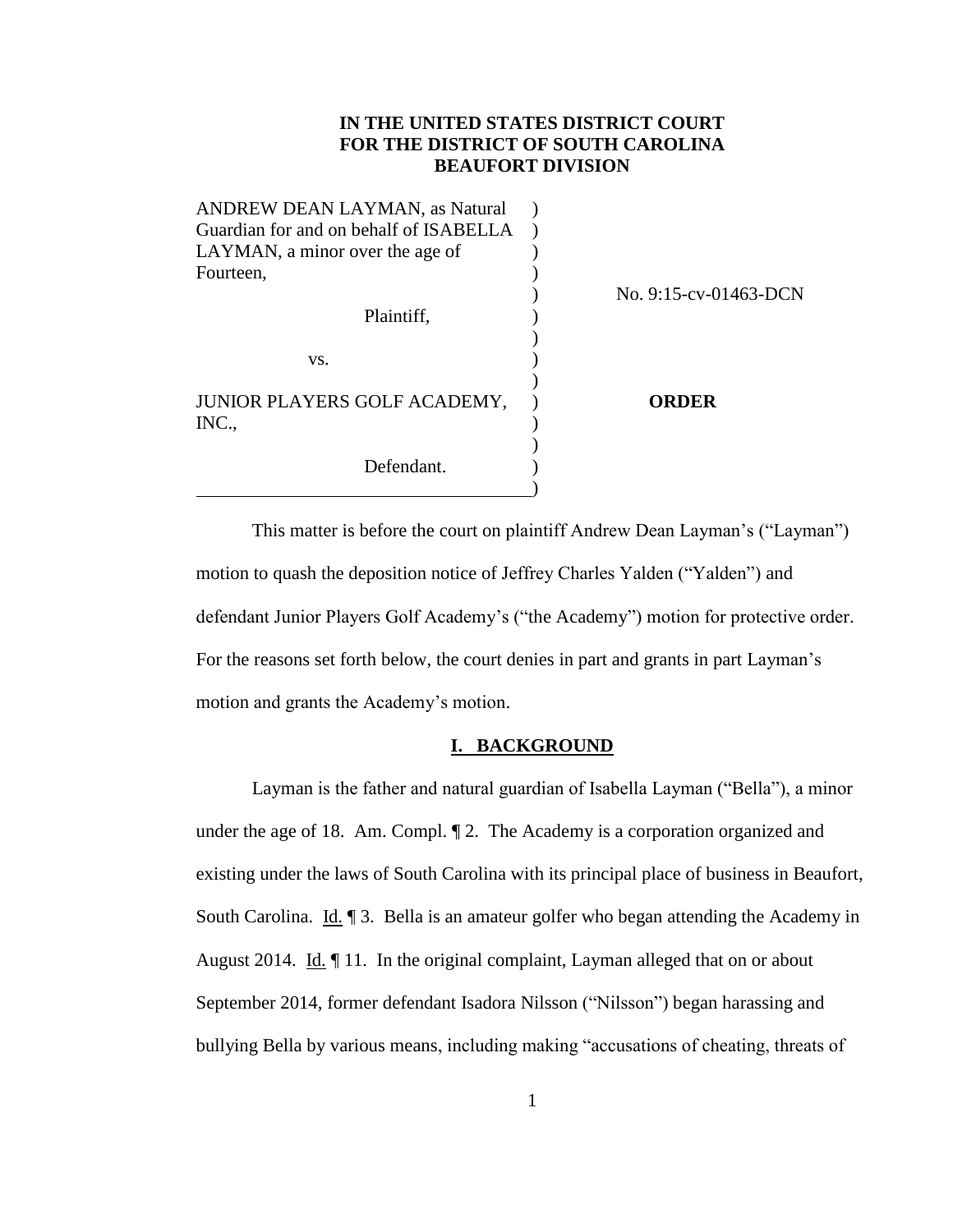**IN THE UNITED STATES DISTRICT COURT**
**FOR THE DISTRICT OF SOUTH CAROLINA**
**BEAUFORT DIVISION**

| | | |
|---|---|---|
| ANDREW DEAN LAYMAN, as Natural Guardian for and on behalf of ISABELLA LAYMAN, a minor over the age of Fourteen, | ) | No. 9:15-cv-01463-DCN |
| Plaintiff, | ) | |
| vs. | ) | |
| JUNIOR PLAYERS GOLF ACADEMY, INC., | ) | **ORDER** |
| Defendant. | ) | |

This matter is before the court on plaintiff Andrew Dean Layman's ("Layman") motion to quash the deposition notice of Jeffrey Charles Yalden ("Yalden") and defendant Junior Players Golf Academy's ("the Academy") motion for protective order. For the reasons set forth below, the court denies in part and grants in part Layman's motion and grants the Academy's motion.

## I. BACKGROUND

Layman is the father and natural guardian of Isabella Layman ("Bella"), a minor under the age of 18. Am. Compl. ¶ 2. The Academy is a corporation organized and existing under the laws of South Carolina with its principal place of business in Beaufort, South Carolina. Id. ¶ 3. Bella is an amateur golfer who began attending the Academy in August 2014. Id. ¶ 11. In the original complaint, Layman alleged that on or about September 2014, former defendant Isadora Nilsson ("Nilsson") began harassing and bullying Bella by various means, including making "accusations of cheating, threats of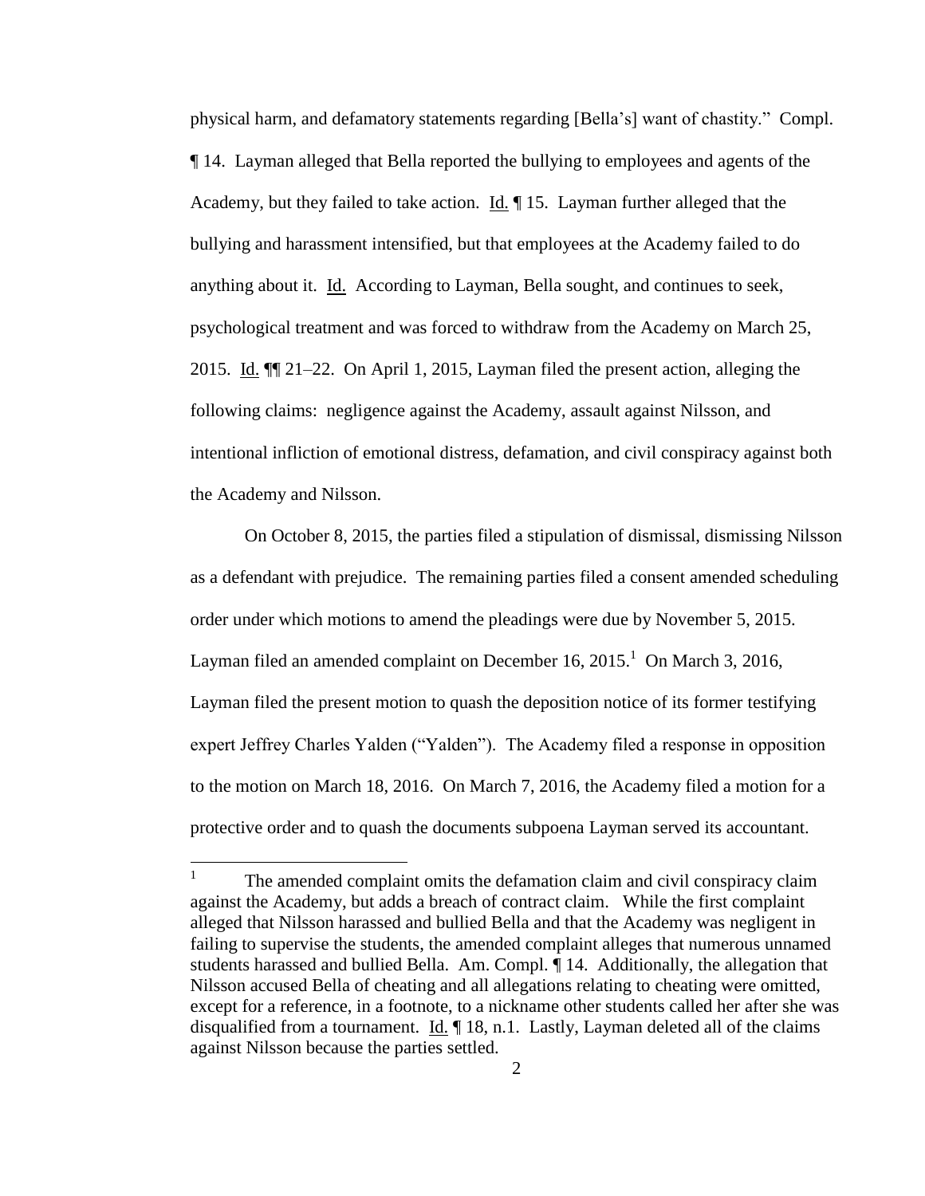physical harm, and defamatory statements regarding [Bella's] want of chastity." Compl. ¶ 14. Layman alleged that Bella reported the bullying to employees and agents of the Academy, but they failed to take action. Id. ¶ 15. Layman further alleged that the bullying and harassment intensified, but that employees at the Academy failed to do anything about it. Id. According to Layman, Bella sought, and continues to seek, psychological treatment and was forced to withdraw from the Academy on March 25, 2015. Id. ¶¶ 21–22. On April 1, 2015, Layman filed the present action, alleging the following claims: negligence against the Academy, assault against Nilsson, and intentional infliction of emotional distress, defamation, and civil conspiracy against both the Academy and Nilsson.

On October 8, 2015, the parties filed a stipulation of dismissal, dismissing Nilsson as a defendant with prejudice. The remaining parties filed a consent amended scheduling order under which motions to amend the pleadings were due by November 5, 2015. Layman filed an amended complaint on December 16, 2015.[1] On March 3, 2016, Layman filed the present motion to quash the deposition notice of its former testifying expert Jeffrey Charles Yalden ("Yalden"). The Academy filed a response in opposition to the motion on March 18, 2016. On March 7, 2016, the Academy filed a motion for a protective order and to quash the documents subpoena Layman served its accountant.

---

[1] The amended complaint omits the defamation claim and civil conspiracy claim against the Academy, but adds a breach of contract claim. While the first complaint alleged that Nilsson harassed and bullied Bella and that the Academy was negligent in failing to supervise the students, the amended complaint alleges that numerous unnamed students harassed and bullied Bella. Am. Compl. ¶ 14. Additionally, the allegation that Nilsson accused Bella of cheating and all allegations relating to cheating were omitted, except for a reference, in a footnote, to a nickname other students called her after she was disqualified from a tournament. Id. ¶ 18, n.1. Lastly, Layman deleted all of the claims against Nilsson because the parties settled.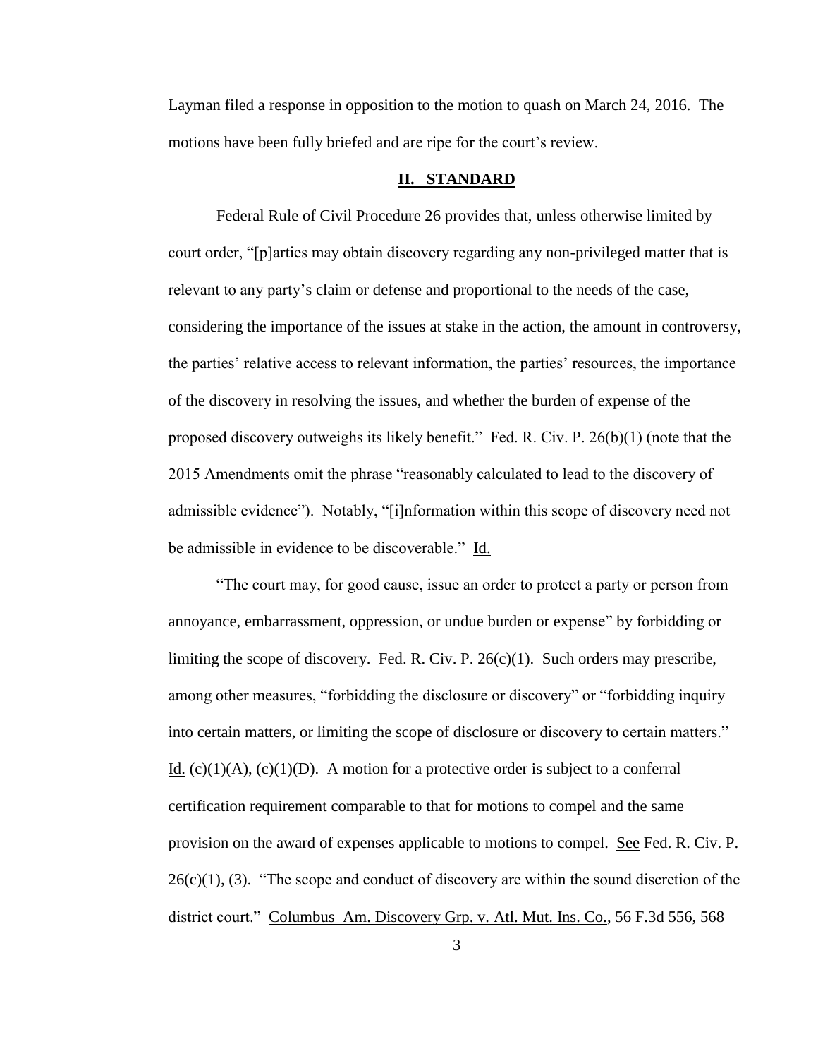Layman filed a response in opposition to the motion to quash on March 24, 2016. The motions have been fully briefed and are ripe for the court's review.

## II. STANDARD

Federal Rule of Civil Procedure 26 provides that, unless otherwise limited by court order, "[p]arties may obtain discovery regarding any non-privileged matter that is relevant to any party's claim or defense and proportional to the needs of the case, considering the importance of the issues at stake in the action, the amount in controversy, the parties' relative access to relevant information, the parties' resources, the importance of the discovery in resolving the issues, and whether the burden of expense of the proposed discovery outweighs its likely benefit." Fed. R. Civ. P. 26(b)(1) (note that the 2015 Amendments omit the phrase "reasonably calculated to lead to the discovery of admissible evidence"). Notably, "[i]nformation within this scope of discovery need not be admissible in evidence to be discoverable." Id.

"The court may, for good cause, issue an order to protect a party or person from annoyance, embarrassment, oppression, or undue burden or expense" by forbidding or limiting the scope of discovery. Fed. R. Civ. P. 26(c)(1). Such orders may prescribe, among other measures, "forbidding the disclosure or discovery" or "forbidding inquiry into certain matters, or limiting the scope of disclosure or discovery to certain matters." Id. (c)(1)(A), (c)(1)(D). A motion for a protective order is subject to a conferral certification requirement comparable to that for motions to compel and the same provision on the award of expenses applicable to motions to compel. See Fed. R. Civ. P. 26(c)(1), (3). "The scope and conduct of discovery are within the sound discretion of the district court." Columbus–Am. Discovery Grp. v. Atl. Mut. Ins. Co., 56 F.3d 556, 568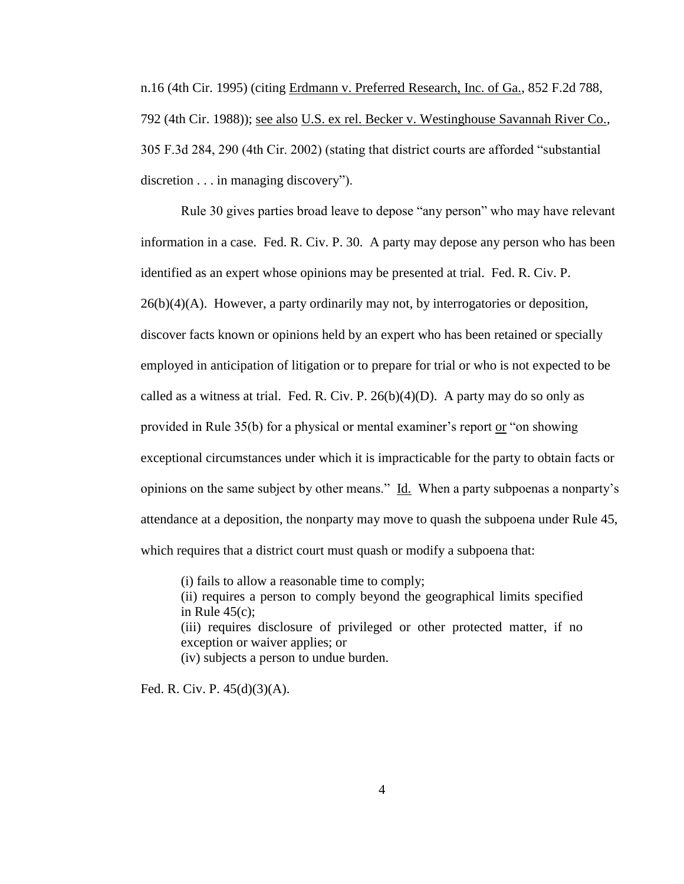n.16 (4th Cir. 1995) (citing Erdmann v. Preferred Research, Inc. of Ga., 852 F.2d 788, 792 (4th Cir. 1988)); see also U.S. ex rel. Becker v. Westinghouse Savannah River Co., 305 F.3d 284, 290 (4th Cir. 2002) (stating that district courts are afforded "substantial discretion . . . in managing discovery").

Rule 30 gives parties broad leave to depose "any person" who may have relevant information in a case. Fed. R. Civ. P. 30. A party may depose any person who has been identified as an expert whose opinions may be presented at trial. Fed. R. Civ. P. 26(b)(4)(A). However, a party ordinarily may not, by interrogatories or deposition, discover facts known or opinions held by an expert who has been retained or specially employed in anticipation of litigation or to prepare for trial or who is not expected to be called as a witness at trial. Fed. R. Civ. P. 26(b)(4)(D). A party may do so only as provided in Rule 35(b) for a physical or mental examiner's report or "on showing exceptional circumstances under which it is impracticable for the party to obtain facts or opinions on the same subject by other means." Id. When a party subpoenas a nonparty's attendance at a deposition, the nonparty may move to quash the subpoena under Rule 45, which requires that a district court must quash or modify a subpoena that:

> (i) fails to allow a reasonable time to comply;
> (ii) requires a person to comply beyond the geographical limits specified in Rule 45(c);
> (iii) requires disclosure of privileged or other protected matter, if no exception or waiver applies; or
> (iv) subjects a person to undue burden.

Fed. R. Civ. P. 45(d)(3)(A).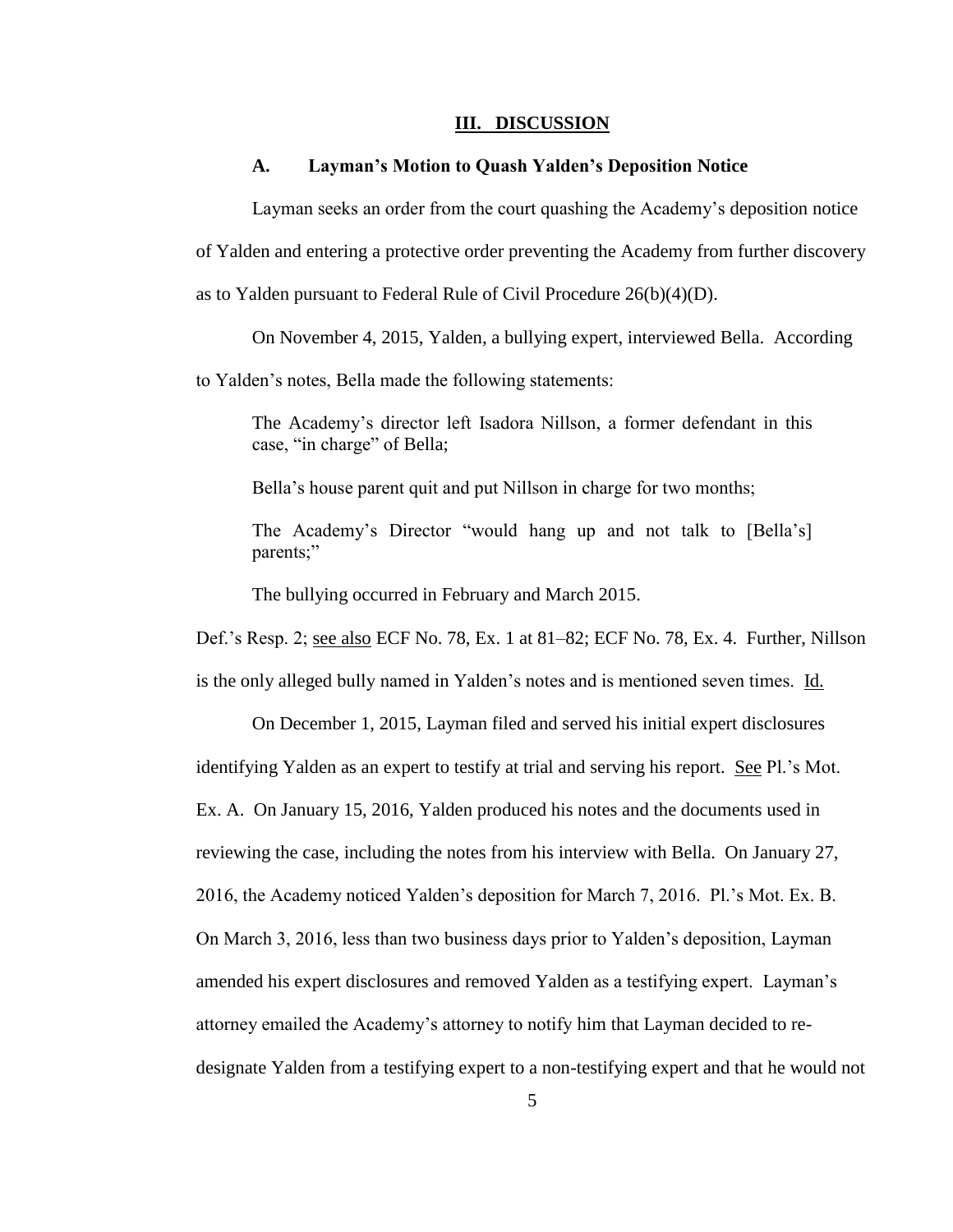## III. DISCUSSION

### A. Layman's Motion to Quash Yalden's Deposition Notice

Layman seeks an order from the court quashing the Academy's deposition notice of Yalden and entering a protective order preventing the Academy from further discovery as to Yalden pursuant to Federal Rule of Civil Procedure 26(b)(4)(D).

On November 4, 2015, Yalden, a bullying expert, interviewed Bella. According to Yalden's notes, Bella made the following statements:

> The Academy's director left Isadora Nillson, a former defendant in this case, "in charge" of Bella;
>
> Bella's house parent quit and put Nillson in charge for two months;
>
> The Academy's Director "would hang up and not talk to [Bella's] parents;"
>
> The bullying occurred in February and March 2015.

Def.'s Resp. 2; see also ECF No. 78, Ex. 1 at 81–82; ECF No. 78, Ex. 4. Further, Nillson is the only alleged bully named in Yalden's notes and is mentioned seven times. Id.

On December 1, 2015, Layman filed and served his initial expert disclosures identifying Yalden as an expert to testify at trial and serving his report. See Pl.'s Mot. Ex. A. On January 15, 2016, Yalden produced his notes and the documents used in reviewing the case, including the notes from his interview with Bella. On January 27, 2016, the Academy noticed Yalden's deposition for March 7, 2016. Pl.'s Mot. Ex. B. On March 3, 2016, less than two business days prior to Yalden's deposition, Layman amended his expert disclosures and removed Yalden as a testifying expert. Layman's attorney emailed the Academy's attorney to notify him that Layman decided to re-designate Yalden from a testifying expert to a non-testifying expert and that he would not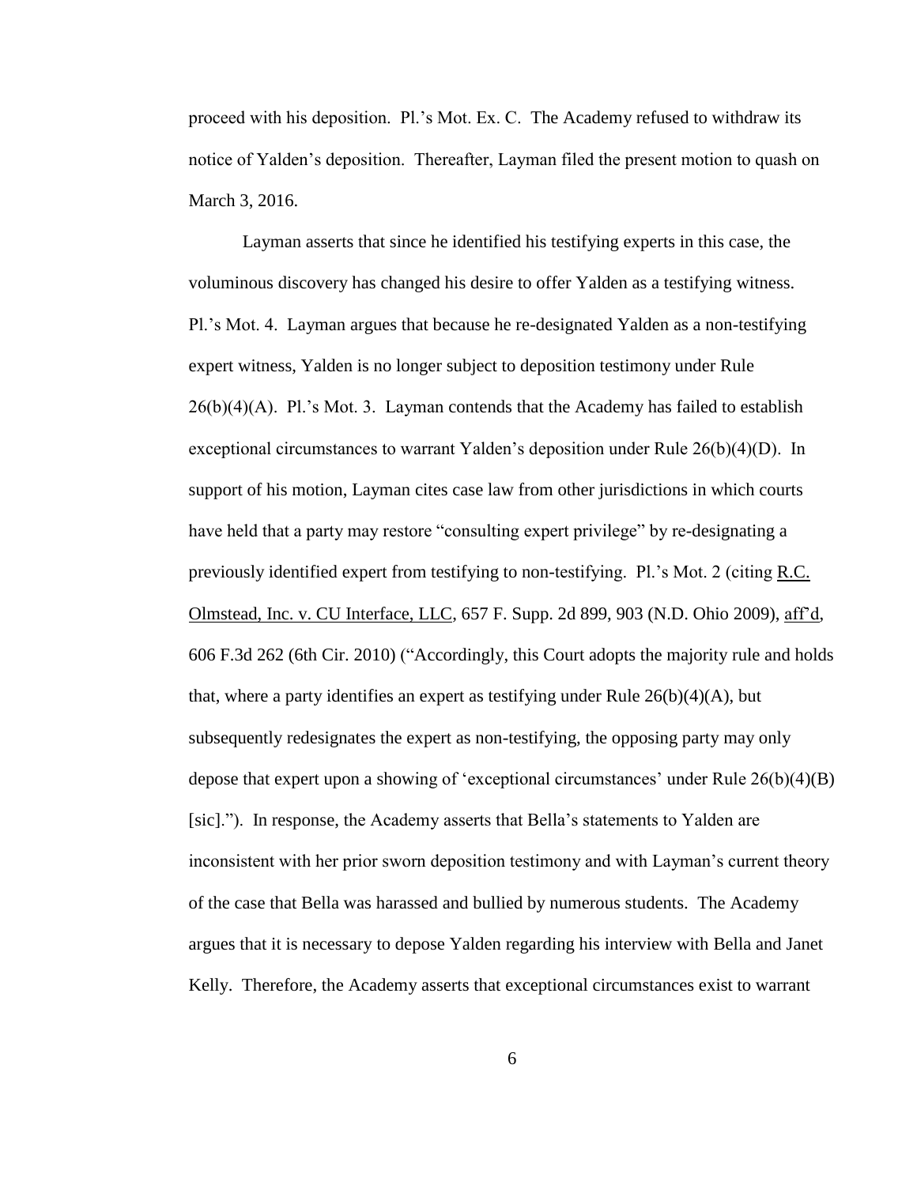proceed with his deposition. Pl.'s Mot. Ex. C. The Academy refused to withdraw its notice of Yalden's deposition. Thereafter, Layman filed the present motion to quash on March 3, 2016.

Layman asserts that since he identified his testifying experts in this case, the voluminous discovery has changed his desire to offer Yalden as a testifying witness. Pl.'s Mot. 4. Layman argues that because he re-designated Yalden as a non-testifying expert witness, Yalden is no longer subject to deposition testimony under Rule 26(b)(4)(A). Pl.'s Mot. 3. Layman contends that the Academy has failed to establish exceptional circumstances to warrant Yalden's deposition under Rule 26(b)(4)(D). In support of his motion, Layman cites case law from other jurisdictions in which courts have held that a party may restore "consulting expert privilege" by re-designating a previously identified expert from testifying to non-testifying. Pl.'s Mot. 2 (citing R.C. Olmstead, Inc. v. CU Interface, LLC, 657 F. Supp. 2d 899, 903 (N.D. Ohio 2009), aff'd, 606 F.3d 262 (6th Cir. 2010) ("Accordingly, this Court adopts the majority rule and holds that, where a party identifies an expert as testifying under Rule 26(b)(4)(A), but subsequently redesignates the expert as non-testifying, the opposing party may only depose that expert upon a showing of 'exceptional circumstances' under Rule 26(b)(4)(B) [sic]."). In response, the Academy asserts that Bella's statements to Yalden are inconsistent with her prior sworn deposition testimony and with Layman's current theory of the case that Bella was harassed and bullied by numerous students. The Academy argues that it is necessary to depose Yalden regarding his interview with Bella and Janet Kelly. Therefore, the Academy asserts that exceptional circumstances exist to warrant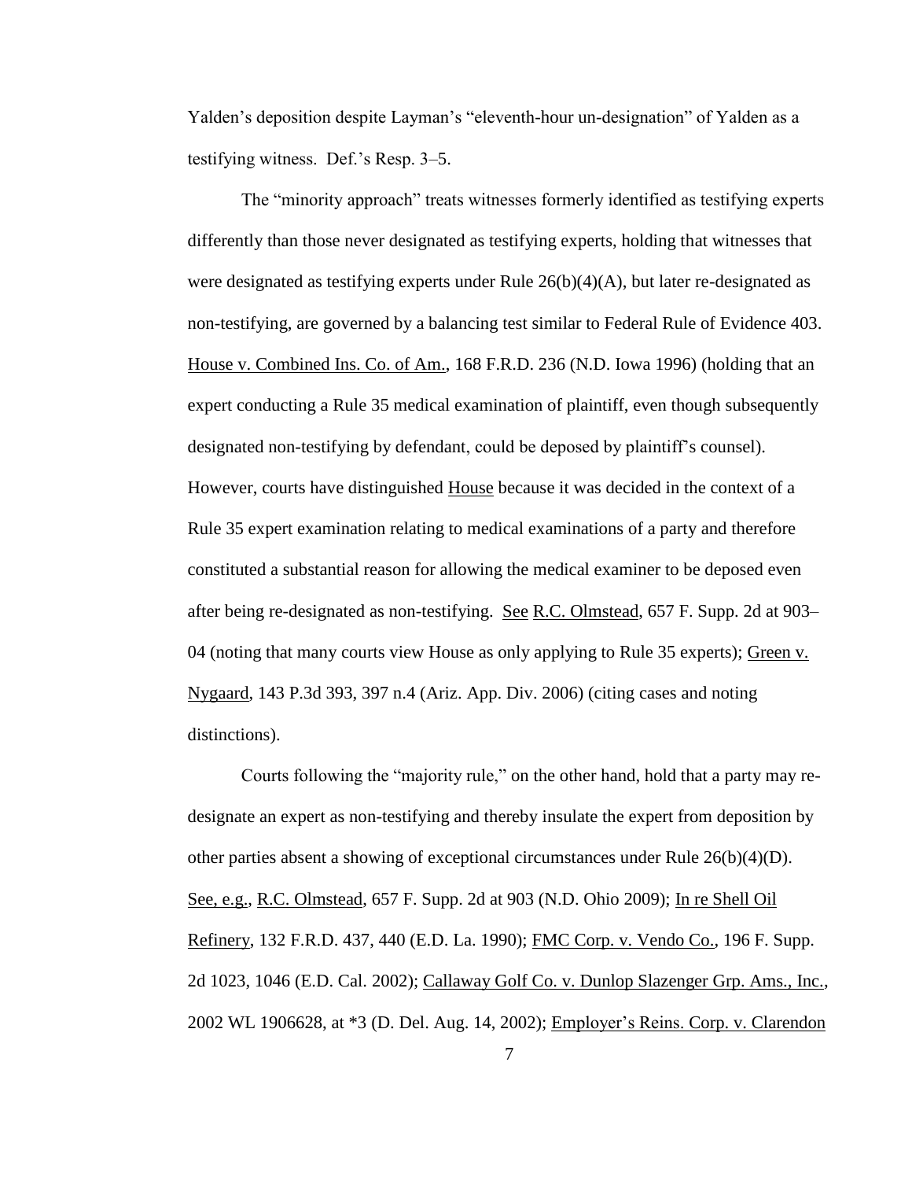Yalden's deposition despite Layman's "eleventh-hour un-designation" of Yalden as a testifying witness. Def.'s Resp. 3–5.

The "minority approach" treats witnesses formerly identified as testifying experts differently than those never designated as testifying experts, holding that witnesses that were designated as testifying experts under Rule 26(b)(4)(A), but later re-designated as non-testifying, are governed by a balancing test similar to Federal Rule of Evidence 403. House v. Combined Ins. Co. of Am., 168 F.R.D. 236 (N.D. Iowa 1996) (holding that an expert conducting a Rule 35 medical examination of plaintiff, even though subsequently designated non-testifying by defendant, could be deposed by plaintiff's counsel). However, courts have distinguished House because it was decided in the context of a Rule 35 expert examination relating to medical examinations of a party and therefore constituted a substantial reason for allowing the medical examiner to be deposed even after being re-designated as non-testifying. See R.C. Olmstead, 657 F. Supp. 2d at 903–04 (noting that many courts view House as only applying to Rule 35 experts); Green v. Nygaard, 143 P.3d 393, 397 n.4 (Ariz. App. Div. 2006) (citing cases and noting distinctions).

Courts following the "majority rule," on the other hand, hold that a party may re-designate an expert as non-testifying and thereby insulate the expert from deposition by other parties absent a showing of exceptional circumstances under Rule 26(b)(4)(D). See, e.g., R.C. Olmstead, 657 F. Supp. 2d at 903 (N.D. Ohio 2009); In re Shell Oil Refinery, 132 F.R.D. 437, 440 (E.D. La. 1990); FMC Corp. v. Vendo Co., 196 F. Supp. 2d 1023, 1046 (E.D. Cal. 2002); Callaway Golf Co. v. Dunlop Slazenger Grp. Ams., Inc., 2002 WL 1906628, at *3 (D. Del. Aug. 14, 2002); Employer's Reins. Corp. v. Clarendon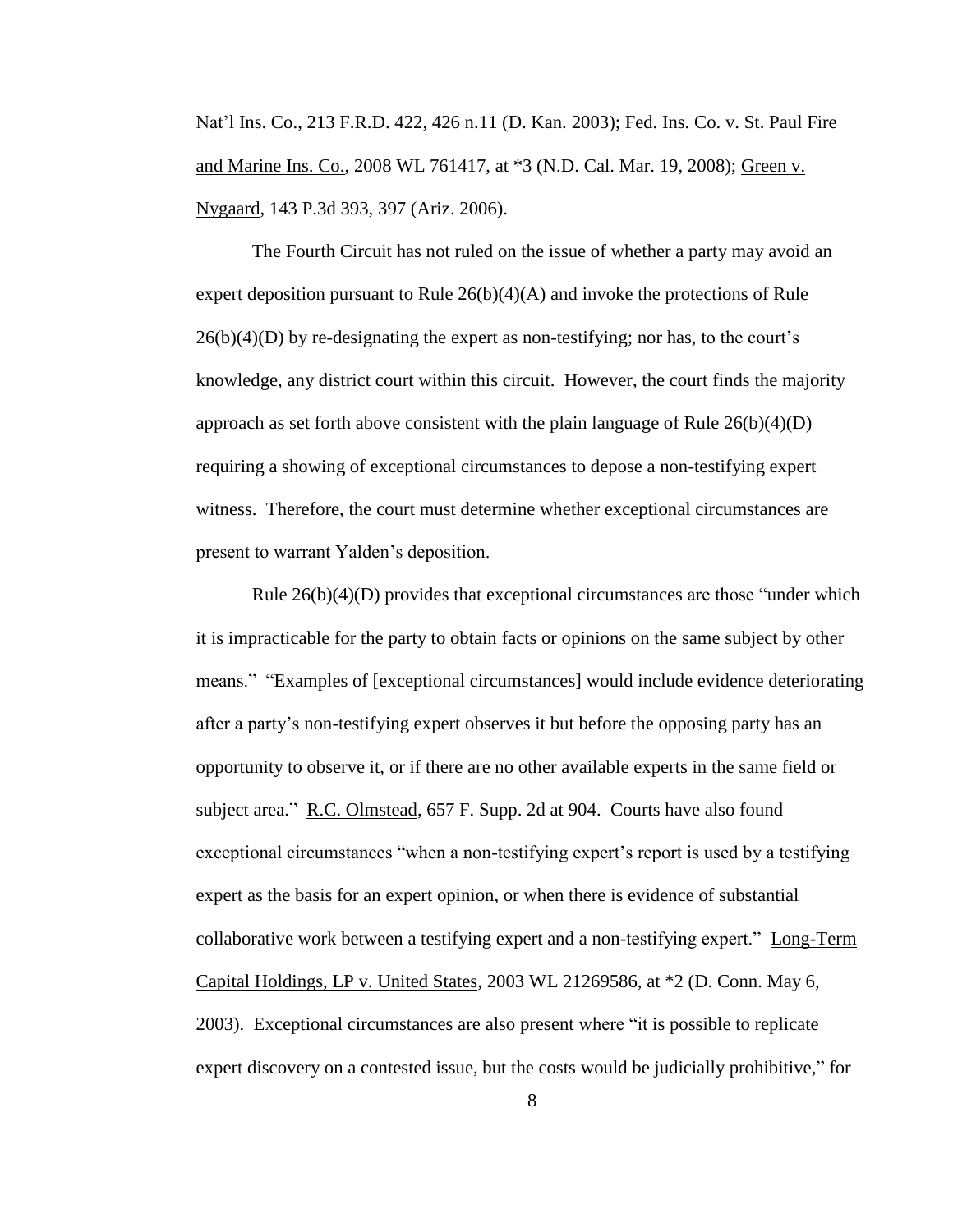Nat'l Ins. Co., 213 F.R.D. 422, 426 n.11 (D. Kan. 2003); Fed. Ins. Co. v. St. Paul Fire and Marine Ins. Co., 2008 WL 761417, at *3 (N.D. Cal. Mar. 19, 2008); Green v. Nygaard, 143 P.3d 393, 397 (Ariz. 2006).

The Fourth Circuit has not ruled on the issue of whether a party may avoid an expert deposition pursuant to Rule 26(b)(4)(A) and invoke the protections of Rule 26(b)(4)(D) by re-designating the expert as non-testifying; nor has, to the court's knowledge, any district court within this circuit. However, the court finds the majority approach as set forth above consistent with the plain language of Rule 26(b)(4)(D) requiring a showing of exceptional circumstances to depose a non-testifying expert witness. Therefore, the court must determine whether exceptional circumstances are present to warrant Yalden's deposition.

Rule 26(b)(4)(D) provides that exceptional circumstances are those "under which it is impracticable for the party to obtain facts or opinions on the same subject by other means." "Examples of [exceptional circumstances] would include evidence deteriorating after a party's non-testifying expert observes it but before the opposing party has an opportunity to observe it, or if there are no other available experts in the same field or subject area." R.C. Olmstead, 657 F. Supp. 2d at 904. Courts have also found exceptional circumstances "when a non-testifying expert's report is used by a testifying expert as the basis for an expert opinion, or when there is evidence of substantial collaborative work between a testifying expert and a non-testifying expert." Long-Term Capital Holdings, LP v. United States, 2003 WL 21269586, at *2 (D. Conn. May 6, 2003). Exceptional circumstances are also present where "it is possible to replicate expert discovery on a contested issue, but the costs would be judicially prohibitive," for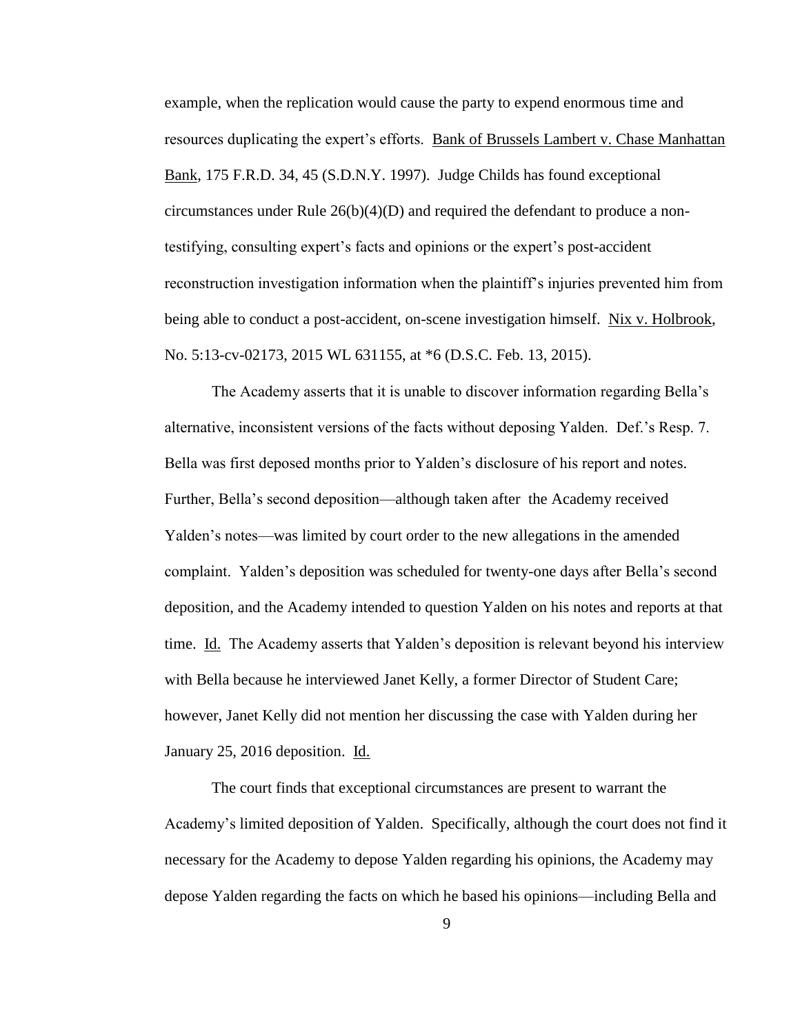example, when the replication would cause the party to expend enormous time and resources duplicating the expert's efforts. Bank of Brussels Lambert v. Chase Manhattan Bank, 175 F.R.D. 34, 45 (S.D.N.Y. 1997). Judge Childs has found exceptional circumstances under Rule 26(b)(4)(D) and required the defendant to produce a non-testifying, consulting expert's facts and opinions or the expert's post-accident reconstruction investigation information when the plaintiff's injuries prevented him from being able to conduct a post-accident, on-scene investigation himself. Nix v. Holbrook, No. 5:13-cv-02173, 2015 WL 631155, at *6 (D.S.C. Feb. 13, 2015).

The Academy asserts that it is unable to discover information regarding Bella's alternative, inconsistent versions of the facts without deposing Yalden. Def.'s Resp. 7. Bella was first deposed months prior to Yalden's disclosure of his report and notes. Further, Bella's second deposition—although taken after the Academy received Yalden's notes—was limited by court order to the new allegations in the amended complaint. Yalden's deposition was scheduled for twenty-one days after Bella's second deposition, and the Academy intended to question Yalden on his notes and reports at that time. Id. The Academy asserts that Yalden's deposition is relevant beyond his interview with Bella because he interviewed Janet Kelly, a former Director of Student Care; however, Janet Kelly did not mention her discussing the case with Yalden during her January 25, 2016 deposition. Id.

The court finds that exceptional circumstances are present to warrant the Academy's limited deposition of Yalden. Specifically, although the court does not find it necessary for the Academy to depose Yalden regarding his opinions, the Academy may depose Yalden regarding the facts on which he based his opinions—including Bella and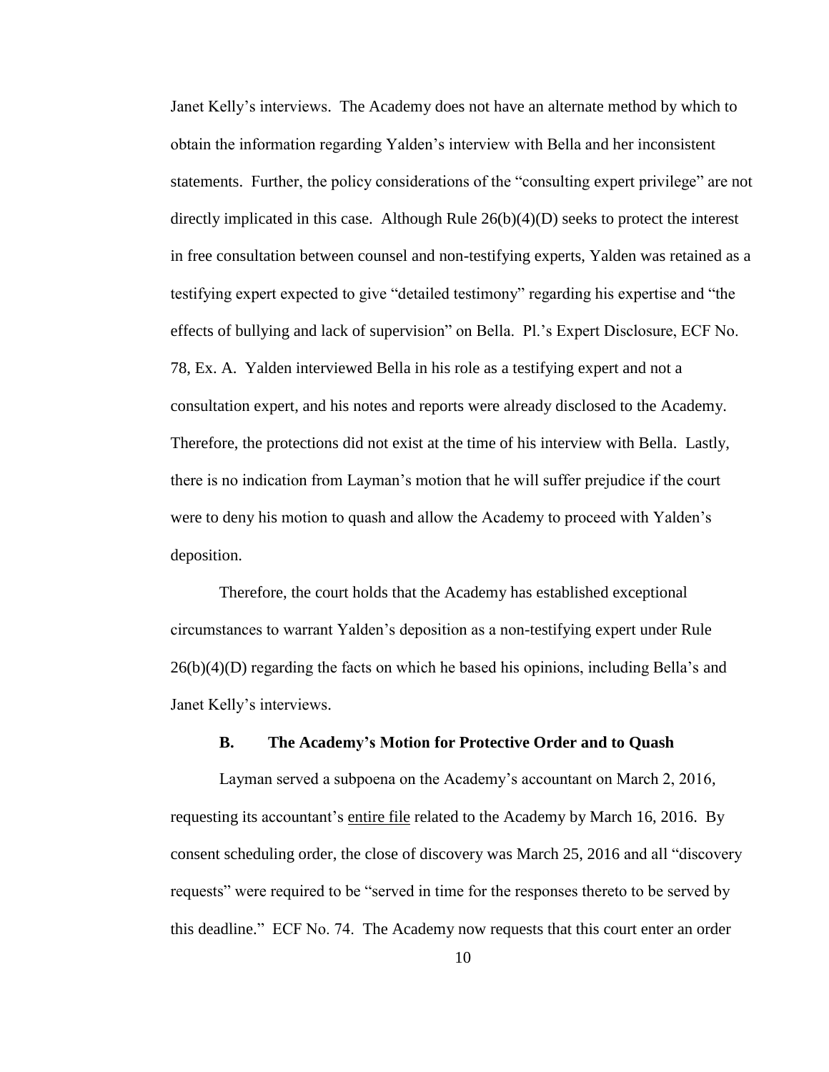Janet Kelly's interviews. The Academy does not have an alternate method by which to obtain the information regarding Yalden's interview with Bella and her inconsistent statements. Further, the policy considerations of the "consulting expert privilege" are not directly implicated in this case. Although Rule 26(b)(4)(D) seeks to protect the interest in free consultation between counsel and non-testifying experts, Yalden was retained as a testifying expert expected to give "detailed testimony" regarding his expertise and "the effects of bullying and lack of supervision" on Bella. Pl.'s Expert Disclosure, ECF No. 78, Ex. A. Yalden interviewed Bella in his role as a testifying expert and not a consultation expert, and his notes and reports were already disclosed to the Academy. Therefore, the protections did not exist at the time of his interview with Bella. Lastly, there is no indication from Layman's motion that he will suffer prejudice if the court were to deny his motion to quash and allow the Academy to proceed with Yalden's deposition.

Therefore, the court holds that the Academy has established exceptional circumstances to warrant Yalden's deposition as a non-testifying expert under Rule 26(b)(4)(D) regarding the facts on which he based his opinions, including Bella's and Janet Kelly's interviews.

### B. The Academy's Motion for Protective Order and to Quash

Layman served a subpoena on the Academy's accountant on March 2, 2016, requesting its accountant's <u>entire file</u> related to the Academy by March 16, 2016. By consent scheduling order, the close of discovery was March 25, 2016 and all "discovery requests" were required to be "served in time for the responses thereto to be served by this deadline." ECF No. 74. The Academy now requests that this court enter an order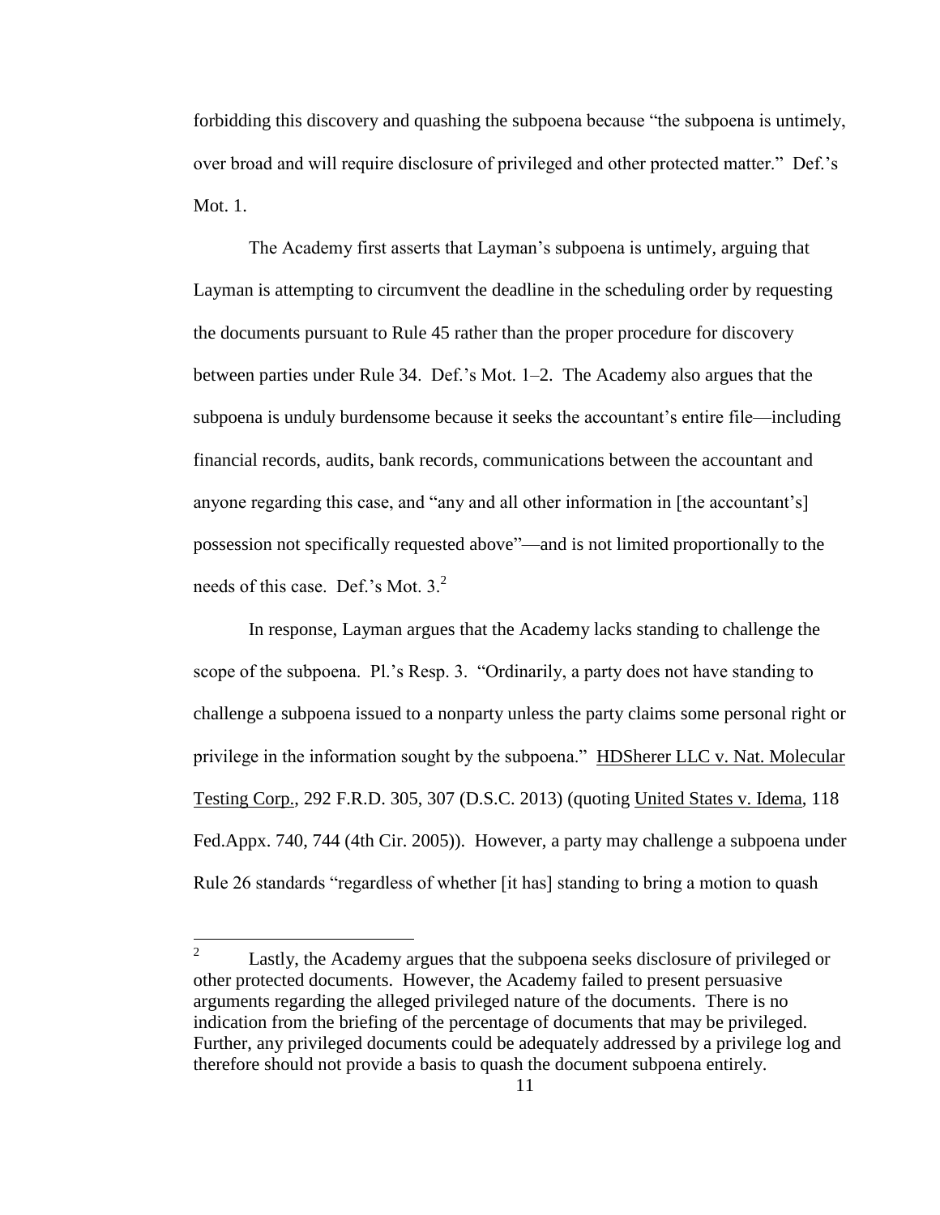forbidding this discovery and quashing the subpoena because "the subpoena is untimely, over broad and will require disclosure of privileged and other protected matter." Def.'s Mot. 1.

The Academy first asserts that Layman's subpoena is untimely, arguing that Layman is attempting to circumvent the deadline in the scheduling order by requesting the documents pursuant to Rule 45 rather than the proper procedure for discovery between parties under Rule 34. Def.'s Mot. 1–2. The Academy also argues that the subpoena is unduly burdensome because it seeks the accountant's entire file—including financial records, audits, bank records, communications between the accountant and anyone regarding this case, and "any and all other information in [the accountant's] possession not specifically requested above"—and is not limited proportionally to the needs of this case. Def.'s Mot. 3.[2]

In response, Layman argues that the Academy lacks standing to challenge the scope of the subpoena. Pl.'s Resp. 3. "Ordinarily, a party does not have standing to challenge a subpoena issued to a nonparty unless the party claims some personal right or privilege in the information sought by the subpoena." HDSherer LLC v. Nat. Molecular Testing Corp., 292 F.R.D. 305, 307 (D.S.C. 2013) (quoting United States v. Idema, 118 Fed.Appx. 740, 744 (4th Cir. 2005)). However, a party may challenge a subpoena under Rule 26 standards "regardless of whether [it has] standing to bring a motion to quash

[2] Lastly, the Academy argues that the subpoena seeks disclosure of privileged or other protected documents. However, the Academy failed to present persuasive arguments regarding the alleged privileged nature of the documents. There is no indication from the briefing of the percentage of documents that may be privileged. Further, any privileged documents could be adequately addressed by a privilege log and therefore should not provide a basis to quash the document subpoena entirely.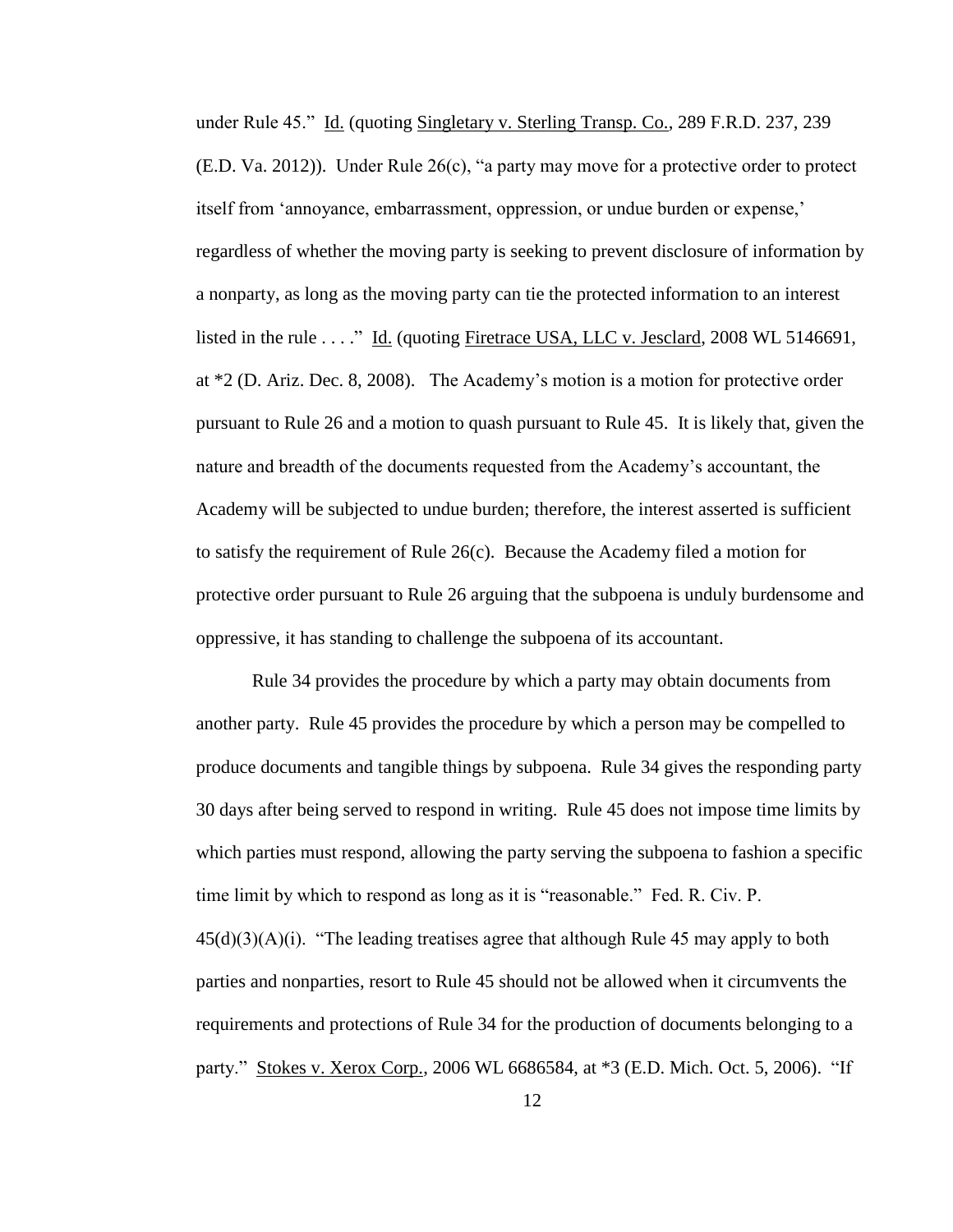under Rule 45." Id. (quoting Singletary v. Sterling Transp. Co., 289 F.R.D. 237, 239 (E.D. Va. 2012)). Under Rule 26(c), "a party may move for a protective order to protect itself from 'annoyance, embarrassment, oppression, or undue burden or expense,' regardless of whether the moving party is seeking to prevent disclosure of information by a nonparty, as long as the moving party can tie the protected information to an interest listed in the rule . . . ." Id. (quoting Firetrace USA, LLC v. Jesclard, 2008 WL 5146691, at *2 (D. Ariz. Dec. 8, 2008). The Academy's motion is a motion for protective order pursuant to Rule 26 and a motion to quash pursuant to Rule 45. It is likely that, given the nature and breadth of the documents requested from the Academy's accountant, the Academy will be subjected to undue burden; therefore, the interest asserted is sufficient to satisfy the requirement of Rule 26(c). Because the Academy filed a motion for protective order pursuant to Rule 26 arguing that the subpoena is unduly burdensome and oppressive, it has standing to challenge the subpoena of its accountant.

Rule 34 provides the procedure by which a party may obtain documents from another party. Rule 45 provides the procedure by which a person may be compelled to produce documents and tangible things by subpoena. Rule 34 gives the responding party 30 days after being served to respond in writing. Rule 45 does not impose time limits by which parties must respond, allowing the party serving the subpoena to fashion a specific time limit by which to respond as long as it is "reasonable." Fed. R. Civ. P. 45(d)(3)(A)(i). "The leading treatises agree that although Rule 45 may apply to both parties and nonparties, resort to Rule 45 should not be allowed when it circumvents the requirements and protections of Rule 34 for the production of documents belonging to a party." Stokes v. Xerox Corp., 2006 WL 6686584, at *3 (E.D. Mich. Oct. 5, 2006). "If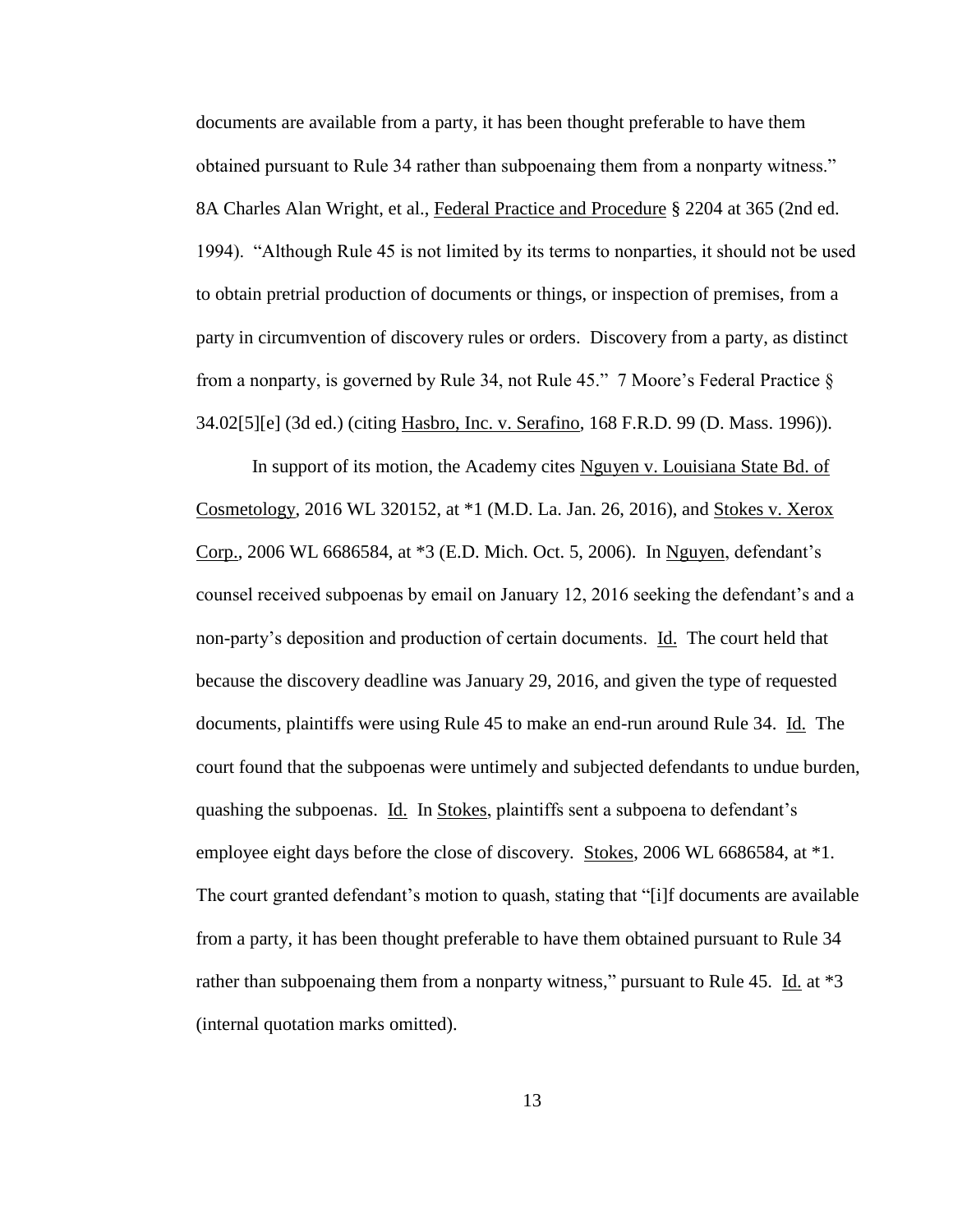documents are available from a party, it has been thought preferable to have them obtained pursuant to Rule 34 rather than subpoenaing them from a nonparty witness." 8A Charles Alan Wright, et al., Federal Practice and Procedure § 2204 at 365 (2nd ed. 1994). "Although Rule 45 is not limited by its terms to nonparties, it should not be used to obtain pretrial production of documents or things, or inspection of premises, from a party in circumvention of discovery rules or orders. Discovery from a party, as distinct from a nonparty, is governed by Rule 34, not Rule 45." 7 Moore's Federal Practice § 34.02[5][e] (3d ed.) (citing Hasbro, Inc. v. Serafino, 168 F.R.D. 99 (D. Mass. 1996)).

In support of its motion, the Academy cites Nguyen v. Louisiana State Bd. of Cosmetology, 2016 WL 320152, at *1 (M.D. La. Jan. 26, 2016), and Stokes v. Xerox Corp., 2006 WL 6686584, at *3 (E.D. Mich. Oct. 5, 2006). In Nguyen, defendant's counsel received subpoenas by email on January 12, 2016 seeking the defendant's and a non-party's deposition and production of certain documents. Id. The court held that because the discovery deadline was January 29, 2016, and given the type of requested documents, plaintiffs were using Rule 45 to make an end-run around Rule 34. Id. The court found that the subpoenas were untimely and subjected defendants to undue burden, quashing the subpoenas. Id. In Stokes, plaintiffs sent a subpoena to defendant's employee eight days before the close of discovery. Stokes, 2006 WL 6686584, at *1. The court granted defendant's motion to quash, stating that "[i]f documents are available from a party, it has been thought preferable to have them obtained pursuant to Rule 34 rather than subpoenaing them from a nonparty witness," pursuant to Rule 45. Id. at *3 (internal quotation marks omitted).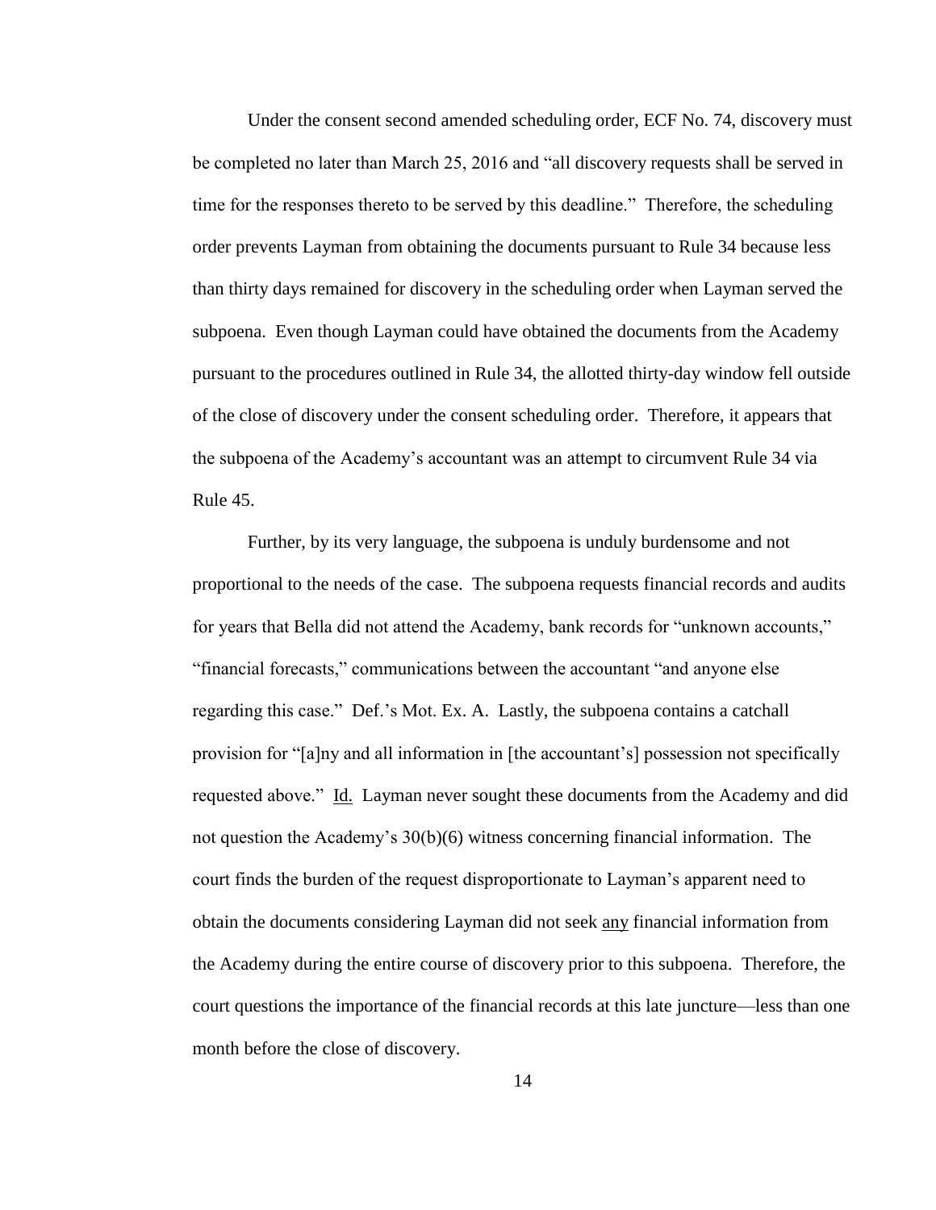Under the consent second amended scheduling order, ECF No. 74, discovery must be completed no later than March 25, 2016 and "all discovery requests shall be served in time for the responses thereto to be served by this deadline." Therefore, the scheduling order prevents Layman from obtaining the documents pursuant to Rule 34 because less than thirty days remained for discovery in the scheduling order when Layman served the subpoena. Even though Layman could have obtained the documents from the Academy pursuant to the procedures outlined in Rule 34, the allotted thirty-day window fell outside of the close of discovery under the consent scheduling order. Therefore, it appears that the subpoena of the Academy's accountant was an attempt to circumvent Rule 34 via Rule 45.

Further, by its very language, the subpoena is unduly burdensome and not proportional to the needs of the case. The subpoena requests financial records and audits for years that Bella did not attend the Academy, bank records for "unknown accounts," "financial forecasts," communications between the accountant "and anyone else regarding this case." Def.'s Mot. Ex. A. Lastly, the subpoena contains a catchall provision for "[a]ny and all information in [the accountant's] possession not specifically requested above." Id. Layman never sought these documents from the Academy and did not question the Academy's 30(b)(6) witness concerning financial information. The court finds the burden of the request disproportionate to Layman's apparent need to obtain the documents considering Layman did not seek any financial information from the Academy during the entire course of discovery prior to this subpoena. Therefore, the court questions the importance of the financial records at this late juncture—less than one month before the close of discovery.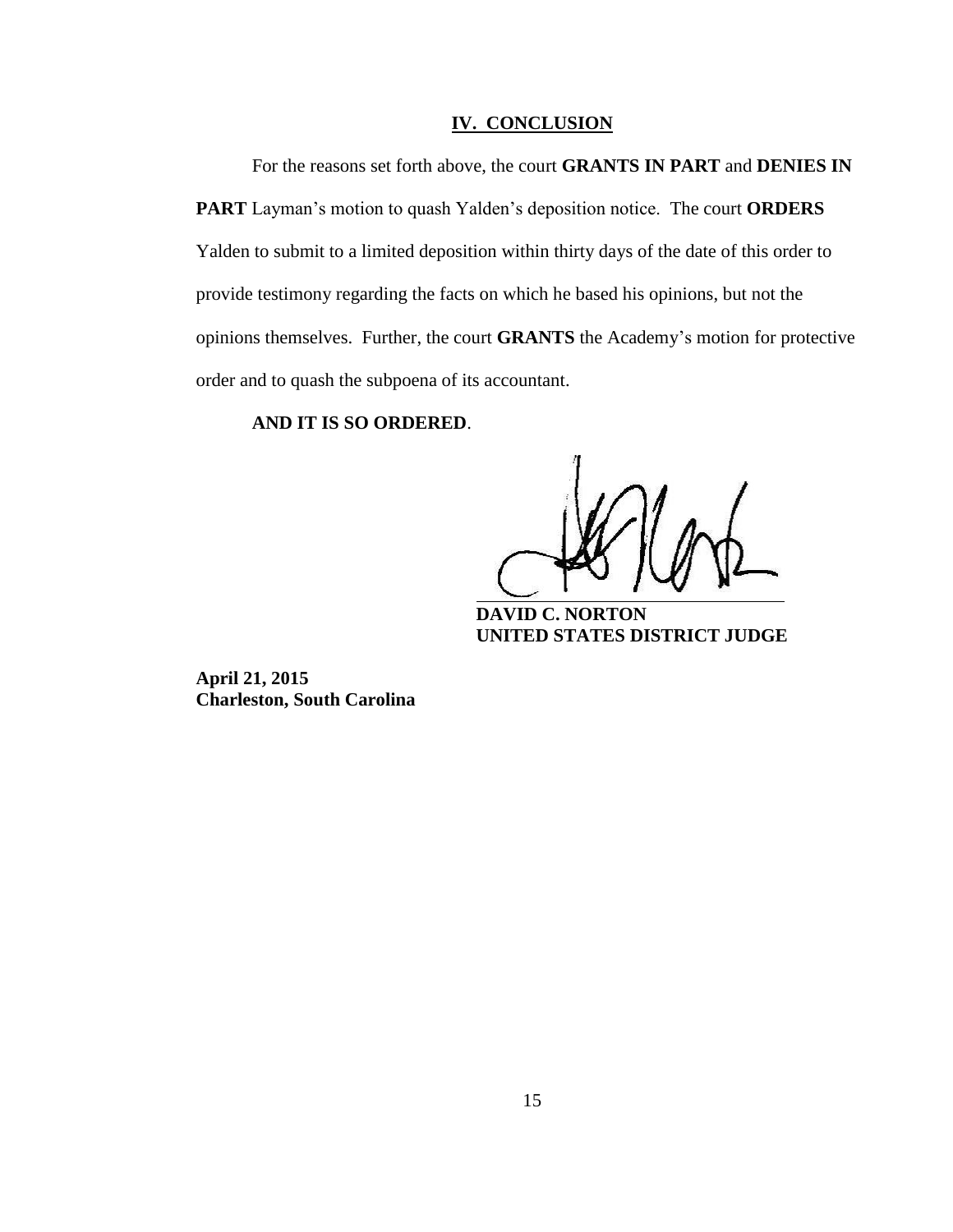## IV. CONCLUSION

For the reasons set forth above, the court **GRANTS IN PART** and **DENIES IN PART** Layman's motion to quash Yalden's deposition notice. The court **ORDERS** Yalden to submit to a limited deposition within thirty days of the date of this order to provide testimony regarding the facts on which he based his opinions, but not the opinions themselves. Further, the court **GRANTS** the Academy's motion for protective order and to quash the subpoena of its accountant.

**AND IT IS SO ORDERED**.

**DAVID C. NORTON**
**UNITED STATES DISTRICT JUDGE**

**April 21, 2015**
**Charleston, South Carolina**